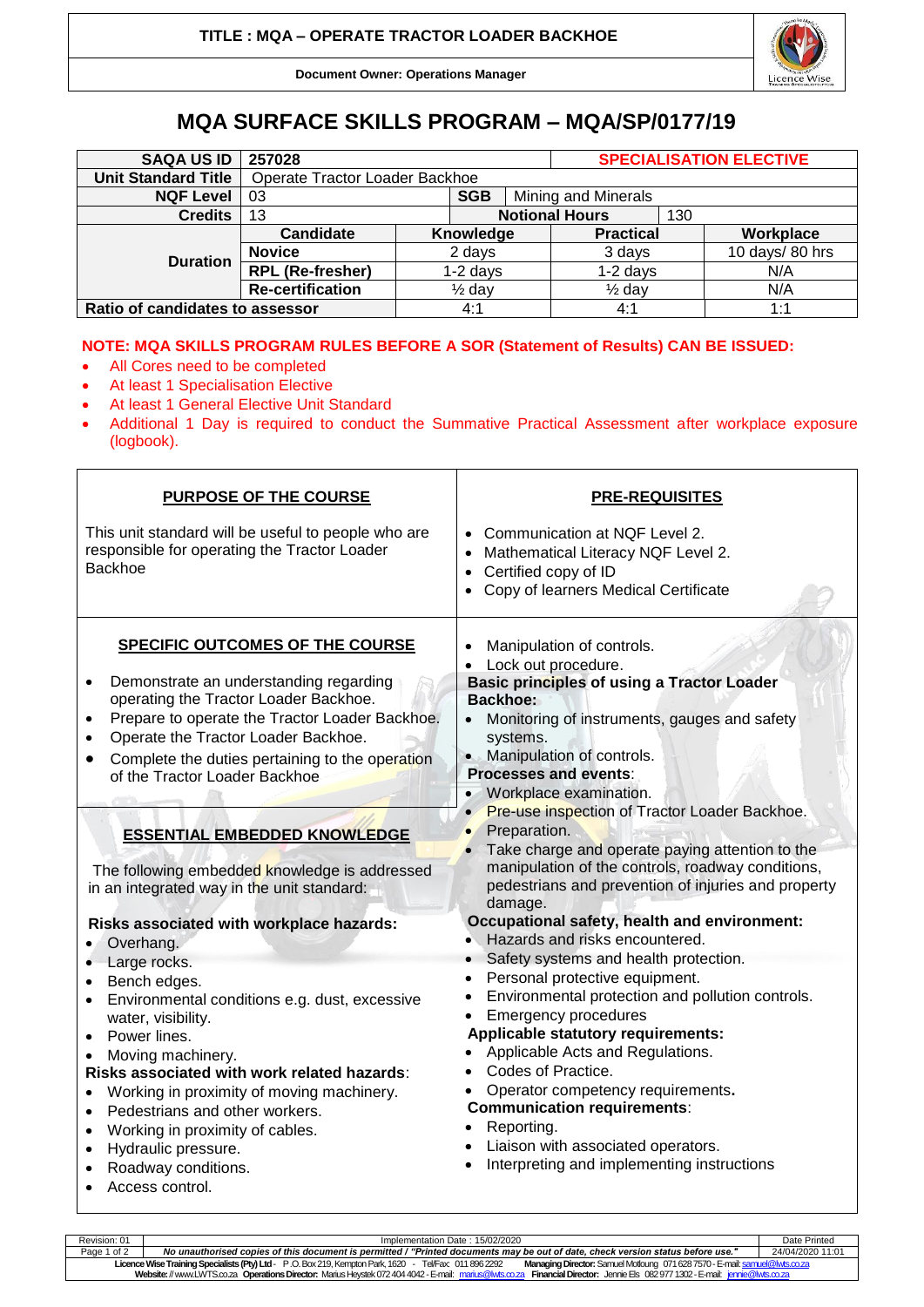# MQA SURFACE SKILLS PROGRAM – MQA/SP/0177/19

| SAQA US ID | 257028 | | SPECIALISATION ELECTIVE | |
|---|---|---|---|---|
| Unit Standard Title | Operate Tractor Loader Backhoe | | | |
| NQF Level | 03 | SGB | Mining and Minerals | |
| Credits | 13 | Notional Hours | 130 | |
| Duration | Candidate | Knowledge | Practical | Workplace |
| | Novice | 2 days | 3 days | 10 days/ 80 hrs |
| | RPL (Re-fresher) | 1-2 days | 1-2 days | N/A |
| | Re-certification | ½ day | ½ day | N/A |
| Ratio of candidates to assessor | | 4:1 | 4:1 | 1:1 |

**NOTE: MQA SKILLS PROGRAM RULES BEFORE A SOR (Statement of Results) CAN BE ISSUED:**

- All Cores need to be completed
- At least 1 Specialisation Elective
- At least 1 General Elective Unit Standard
- Additional 1 Day is required to conduct the Summative Practical Assessment after workplace exposure (logbook).

## PURPOSE OF THE COURSE

This unit standard will be useful to people who are responsible for operating the Tractor Loader Backhoe

## PRE-REQUISITES

- Communication at NQF Level 2.
- Mathematical Literacy NQF Level 2.
- Certified copy of ID
- Copy of learners Medical Certificate

## SPECIFIC OUTCOMES OF THE COURSE

- Demonstrate an understanding regarding operating the Tractor Loader Backhoe.
- Prepare to operate the Tractor Loader Backhoe.
- Operate the Tractor Loader Backhoe.
- Complete the duties pertaining to the operation of the Tractor Loader Backhoe

## ESSENTIAL EMBEDDED KNOWLEDGE

The following embedded knowledge is addressed in an integrated way in the unit standard:

**Risks associated with workplace hazards:**

- Overhang.
- Large rocks.
- Bench edges.
- Environmental conditions e.g. dust, excessive water, visibility.
- Power lines.
- Moving machinery.

**Risks associated with work related hazards**:

- Working in proximity of moving machinery.
- Pedestrians and other workers.
- Working in proximity of cables.
- Hydraulic pressure.
- Roadway conditions.
- Access control.
- Manipulation of controls.
- Lock out procedure.

**Basic principles of using a Tractor Loader Backhoe:**

- Monitoring of instruments, gauges and safety systems.
- Manipulation of controls.

**Processes and events**:

- Workplace examination.
- Pre-use inspection of Tractor Loader Backhoe.
- Preparation.
- Take charge and operate paying attention to the manipulation of the controls, roadway conditions, pedestrians and prevention of injuries and property damage.

**Occupational safety, health and environment:**

- Hazards and risks encountered.
- Safety systems and health protection.
- Personal protective equipment.
- Environmental protection and pollution controls.
- Emergency procedures

**Applicable statutory requirements:**

- Applicable Acts and Regulations.
- Codes of Practice.
- Operator competency requirements**.**

**Communication requirements**:

- Reporting.
- Liaison with associated operators.
- Interpreting and implementing instructions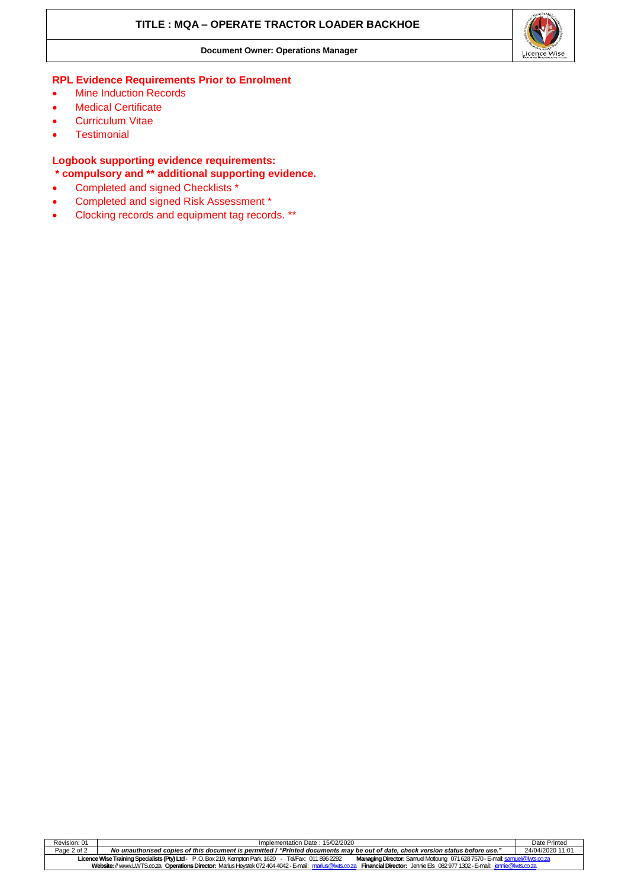## RPL Evidence Requirements Prior to Enrolment

- Mine Induction Records
- Medical Certificate
- Curriculum Vitae
- Testimonial

## Logbook supporting evidence requirements:
## * compulsory and ** additional supporting evidence.

- Completed and signed Checklists *
- Completed and signed Risk Assessment *
- Clocking records and equipment tag records. **